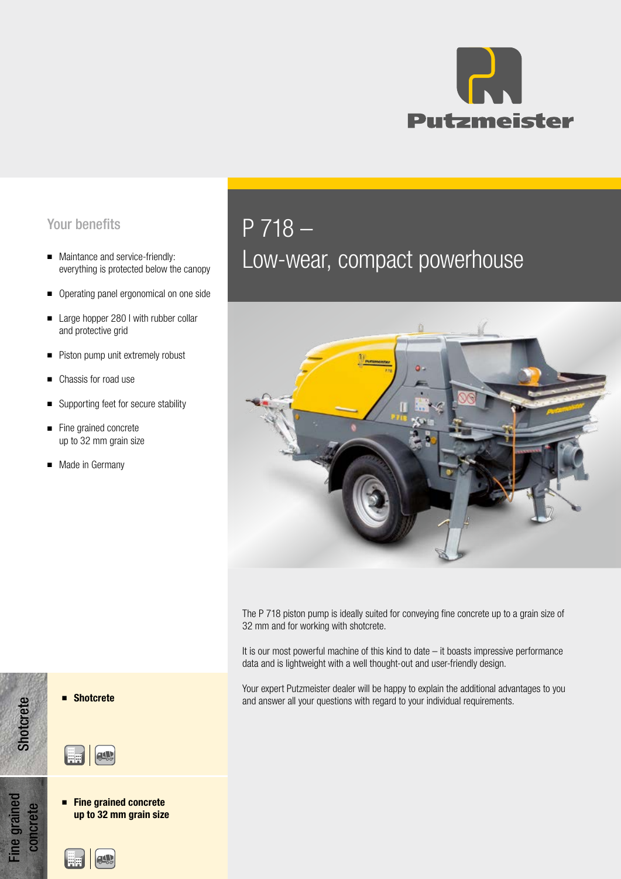Putzmeister

# P 718 – Low-wear, compact powerhouse

## Your benefits

- Maintance and service-friendly: everything is protected below the canopy
- Operating panel ergonomical on one side
- Large hopper 280 l with rubber collar and protective grid
- Piston pump unit extremely robust
- Chassis for road use
- Supporting feet for secure stability
- Fine grained concrete up to 32 mm grain size
- Made in Germany

The P 718 piston pump is ideally suited for conveying fine concrete up to a grain size of 32 mm and for working with shotcrete.

It is our most powerful machine of this kind to date – it boasts impressive performance data and is lightweight with a well thought-out and user-friendly design.

Your expert Putzmeister dealer will be happy to explain the additional advantages to you and answer all your questions with regard to your individual requirements.

**Shotcrete**

- **Shotcrete**

**Fine grained concrete**

- **Fine grained concrete up to 32 mm grain size**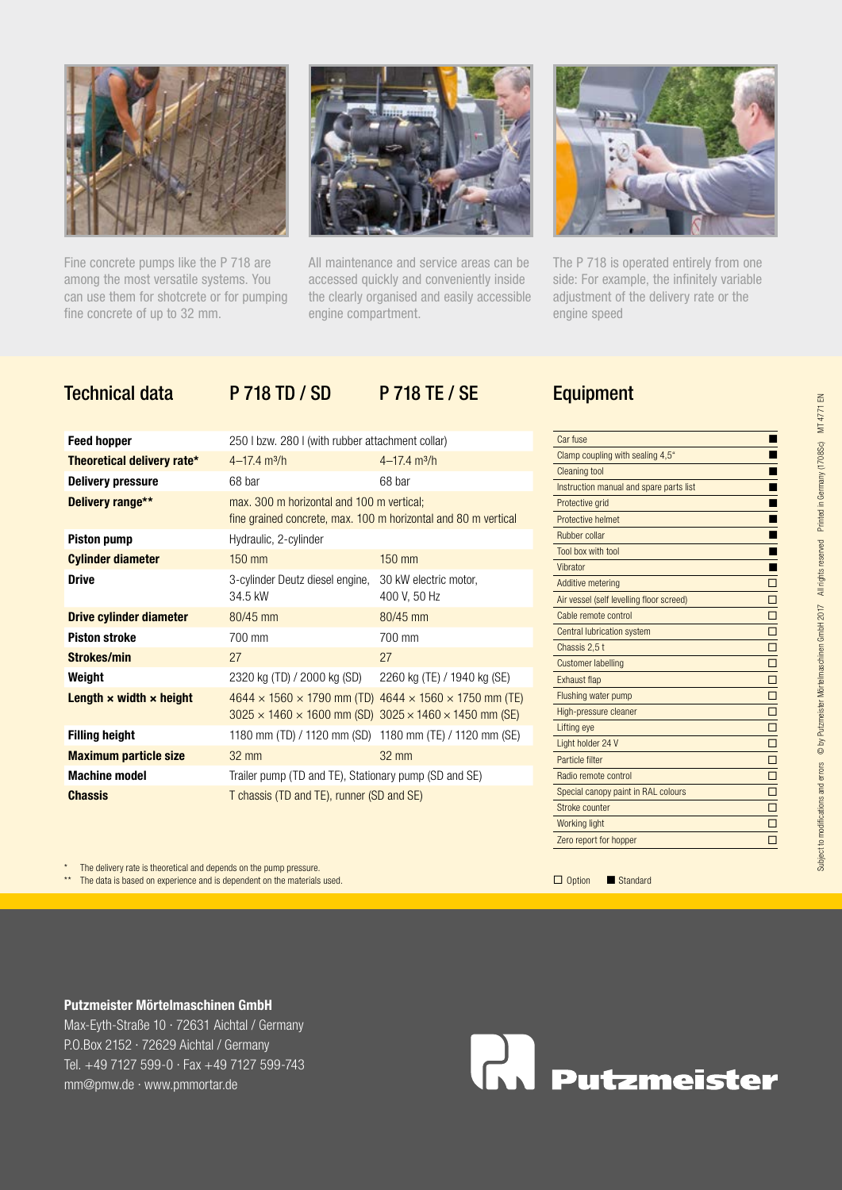Fine concrete pumps like the P 718 are among the most versatile systems. You can use them for shotcrete or for pumping fine concrete of up to 32 mm.

All maintenance and service areas can be accessed quickly and conveniently inside the clearly organised and easily accessible engine compartment.

The P 718 is operated entirely from one side: For example, the infinitely variable adjustment of the delivery rate or the engine speed

## Technical data

| Technical data | P 718 TD / SD | P 718 TE / SE |
|---|---|---|
| **Feed hopper** | 250 l bzw. 280 l (with rubber attachment collar) | |
| **Theoretical delivery rate*** | 4–17.4 m³/h | 4–17.4 m³/h |
| **Delivery pressure** | 68 bar | 68 bar |
| **Delivery range**** | max. 300 m horizontal and 100 m vertical; fine grained concrete, max. 100 m horizontal and 80 m vertical | |
| **Piston pump** | Hydraulic, 2-cylinder | |
| **Cylinder diameter** | 150 mm | 150 mm |
| **Drive** | 3-cylinder Deutz diesel engine, 34.5 kW | 30 kW electric motor, 400 V, 50 Hz |
| **Drive cylinder diameter** | 80/45 mm | 80/45 mm |
| **Piston stroke** | 700 mm | 700 mm |
| **Strokes/min** | 27 | 27 |
| **Weight** | 2320 kg (TD) / 2000 kg (SD) | 2260 kg (TE) / 1940 kg (SE) |
| **Length × width × height** | 4644 × 1560 × 1790 mm (TD) 3025 × 1460 × 1600 mm (SD) | 4644 × 1560 × 1750 mm (TE) 3025 × 1460 × 1450 mm (SE) |
| **Filling height** | 1180 mm (TD) / 1120 mm (SD) | 1180 mm (TE) / 1120 mm (SE) |
| **Maximum particle size** | 32 mm | 32 mm |
| **Machine model** | Trailer pump (TD and TE), Stationary pump (SD and SE) | |
| **Chassis** | T chassis (TD and TE), runner (SD and SE) | |

\* The delivery rate is theoretical and depends on the pump pressure.

\*\* The data is based on experience and is dependent on the materials used.

## Equipment

| | |
|---|---|
| Car fuse | ■ |
| Clamp coupling with sealing 4,5" | ■ |
| Cleaning tool | ■ |
| Instruction manual and spare parts list | ■ |
| Protective grid | ■ |
| Protective helmet | ■ |
| Rubber collar | ■ |
| Tool box with tool | ■ |
| Vibrator | ■ |
| Additive metering | □ |
| Air vessel (self levelling floor screed) | □ |
| Cable remote control | □ |
| Central lubrication system | □ |
| Chassis 2,5 t | □ |
| Customer labelling | □ |
| Exhaust flap | □ |
| Flushing water pump | □ |
| High-pressure cleaner | □ |
| Lifting eye | □ |
| Light holder 24 V | □ |
| Particle filter | □ |
| Radio remote control | □ |
| Special canopy paint in RAL colours | □ |
| Stroke counter | □ |
| Working light | □ |
| Zero report for hopper | □ |

□ Option ■ Standard

Subject to modifications and errors © by Putzmeister Mörtelmaschinen GmbH 2017 All rights reserved Printed in Germany (1708Sc) MT 4771 EN

**Putzmeister Mörtelmaschinen GmbH**
Max-Eyth-Straße 10 · 72631 Aichtal / Germany
P.O.Box 2152 · 72629 Aichtal / Germany
Tel. +49 7127 599-0 · Fax +49 7127 599-743
mm@pmw.de · www.pmmortar.de

Putzmeister